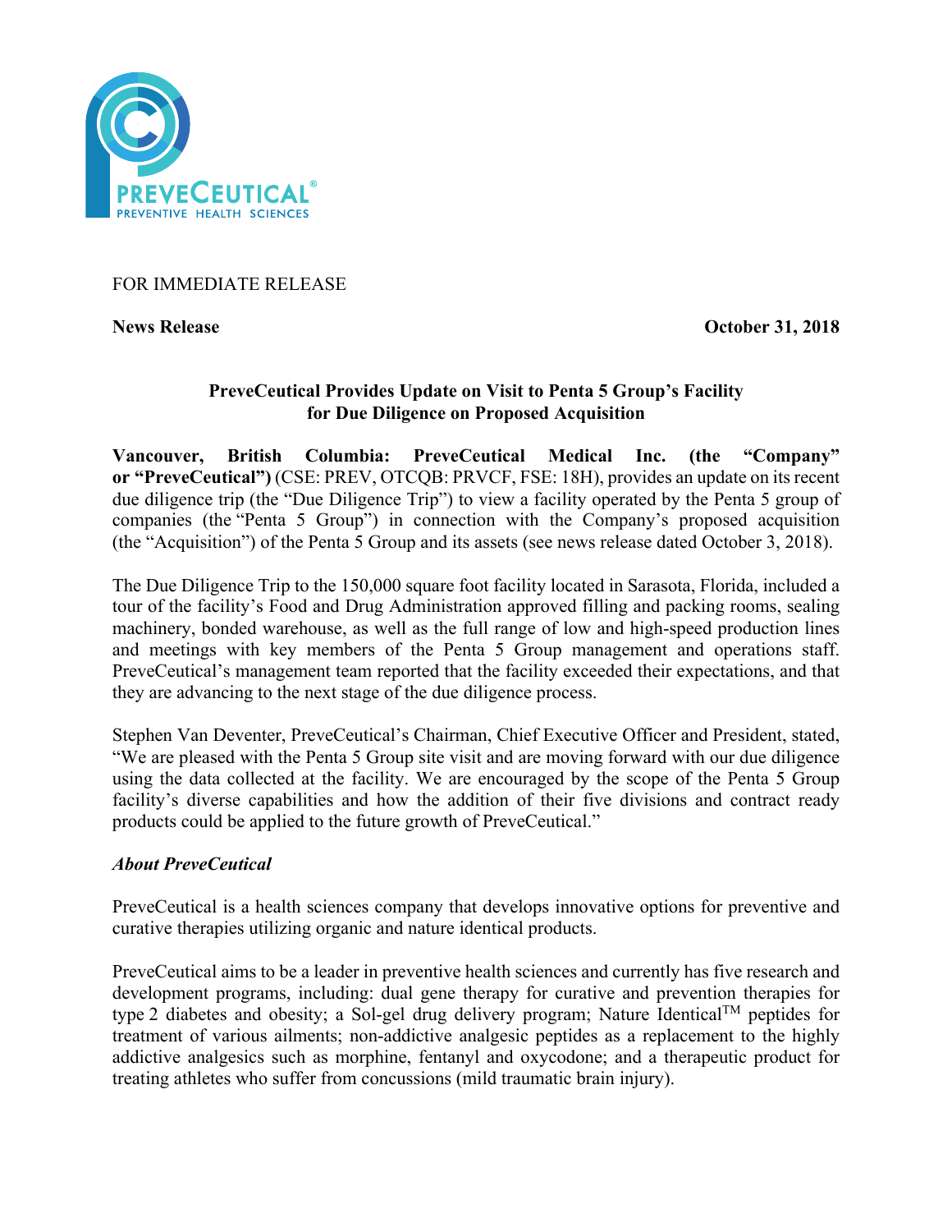FOR IMMEDIATE RELEASE

**News Release** **October 31, 2018**

## PreveCeutical Provides Update on Visit to Penta 5 Group's Facility for Due Diligence on Proposed Acquisition

**Vancouver, British Columbia: PreveCeutical Medical Inc. (the "Company" or "PreveCeutical")** (CSE: PREV, OTCQB: PRVCF, FSE: 18H), provides an update on its recent due diligence trip (the "Due Diligence Trip") to view a facility operated by the Penta 5 group of companies (the "Penta 5 Group") in connection with the Company's proposed acquisition (the "Acquisition") of the Penta 5 Group and its assets (see news release dated October 3, 2018).

The Due Diligence Trip to the 150,000 square foot facility located in Sarasota, Florida, included a tour of the facility's Food and Drug Administration approved filling and packing rooms, sealing machinery, bonded warehouse, as well as the full range of low and high-speed production lines and meetings with key members of the Penta 5 Group management and operations staff. PreveCeutical's management team reported that the facility exceeded their expectations, and that they are advancing to the next stage of the due diligence process.

Stephen Van Deventer, PreveCeutical's Chairman, Chief Executive Officer and President, stated, "We are pleased with the Penta 5 Group site visit and are moving forward with our due diligence using the data collected at the facility. We are encouraged by the scope of the Penta 5 Group facility's diverse capabilities and how the addition of their five divisions and contract ready products could be applied to the future growth of PreveCeutical."

### *About PreveCeutical*

PreveCeutical is a health sciences company that develops innovative options for preventive and curative therapies utilizing organic and nature identical products.

PreveCeutical aims to be a leader in preventive health sciences and currently has five research and development programs, including: dual gene therapy for curative and prevention therapies for type 2 diabetes and obesity; a Sol-gel drug delivery program; Nature Identical™ peptides for treatment of various ailments; non-addictive analgesic peptides as a replacement to the highly addictive analgesics such as morphine, fentanyl and oxycodone; and a therapeutic product for treating athletes who suffer from concussions (mild traumatic brain injury).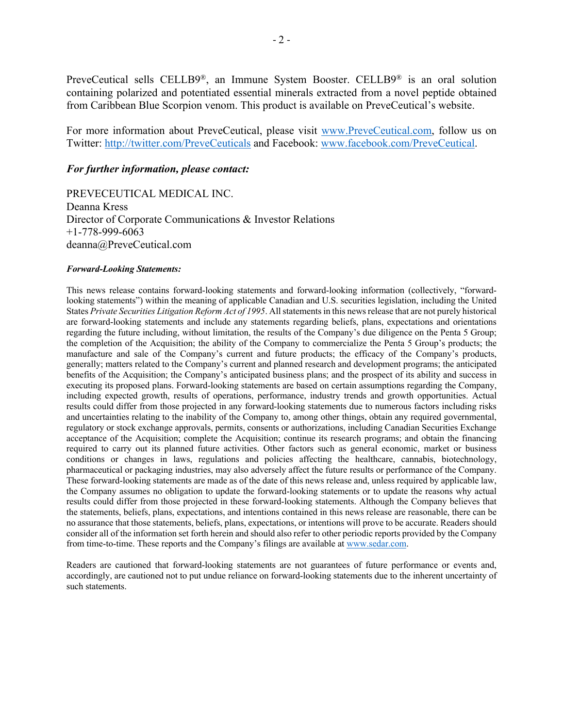PreveCeutical sells CELLB9®, an Immune System Booster. CELLB9® is an oral solution containing polarized and potentiated essential minerals extracted from a novel peptide obtained from Caribbean Blue Scorpion venom. This product is available on PreveCeutical's website.

For more information about PreveCeutical, please visit www.PreveCeutical.com, follow us on Twitter: http://twitter.com/PreveCeuticals and Facebook: www.facebook.com/PreveCeutical.

***For further information, please contact:***

PREVECEUTICAL MEDICAL INC.
Deanna Kress
Director of Corporate Communications & Investor Relations
+1-778-999-6063
deanna@PreveCeutical.com

***Forward-Looking Statements:***

This news release contains forward-looking statements and forward-looking information (collectively, "forward-looking statements") within the meaning of applicable Canadian and U.S. securities legislation, including the United States *Private Securities Litigation Reform Act of 1995*. All statements in this news release that are not purely historical are forward-looking statements and include any statements regarding beliefs, plans, expectations and orientations regarding the future including, without limitation, the results of the Company's due diligence on the Penta 5 Group; the completion of the Acquisition; the ability of the Company to commercialize the Penta 5 Group's products; the manufacture and sale of the Company's current and future products; the efficacy of the Company's products, generally; matters related to the Company's current and planned research and development programs; the anticipated benefits of the Acquisition; the Company's anticipated business plans; and the prospect of its ability and success in executing its proposed plans. Forward-looking statements are based on certain assumptions regarding the Company, including expected growth, results of operations, performance, industry trends and growth opportunities. Actual results could differ from those projected in any forward-looking statements due to numerous factors including risks and uncertainties relating to the inability of the Company to, among other things, obtain any required governmental, regulatory or stock exchange approvals, permits, consents or authorizations, including Canadian Securities Exchange acceptance of the Acquisition; complete the Acquisition; continue its research programs; and obtain the financing required to carry out its planned future activities. Other factors such as general economic, market or business conditions or changes in laws, regulations and policies affecting the healthcare, cannabis, biotechnology, pharmaceutical or packaging industries, may also adversely affect the future results or performance of the Company. These forward-looking statements are made as of the date of this news release and, unless required by applicable law, the Company assumes no obligation to update the forward-looking statements or to update the reasons why actual results could differ from those projected in these forward-looking statements. Although the Company believes that the statements, beliefs, plans, expectations, and intentions contained in this news release are reasonable, there can be no assurance that those statements, beliefs, plans, expectations, or intentions will prove to be accurate. Readers should consider all of the information set forth herein and should also refer to other periodic reports provided by the Company from time-to-time. These reports and the Company's filings are available at www.sedar.com.

Readers are cautioned that forward-looking statements are not guarantees of future performance or events and, accordingly, are cautioned not to put undue reliance on forward-looking statements due to the inherent uncertainty of such statements.